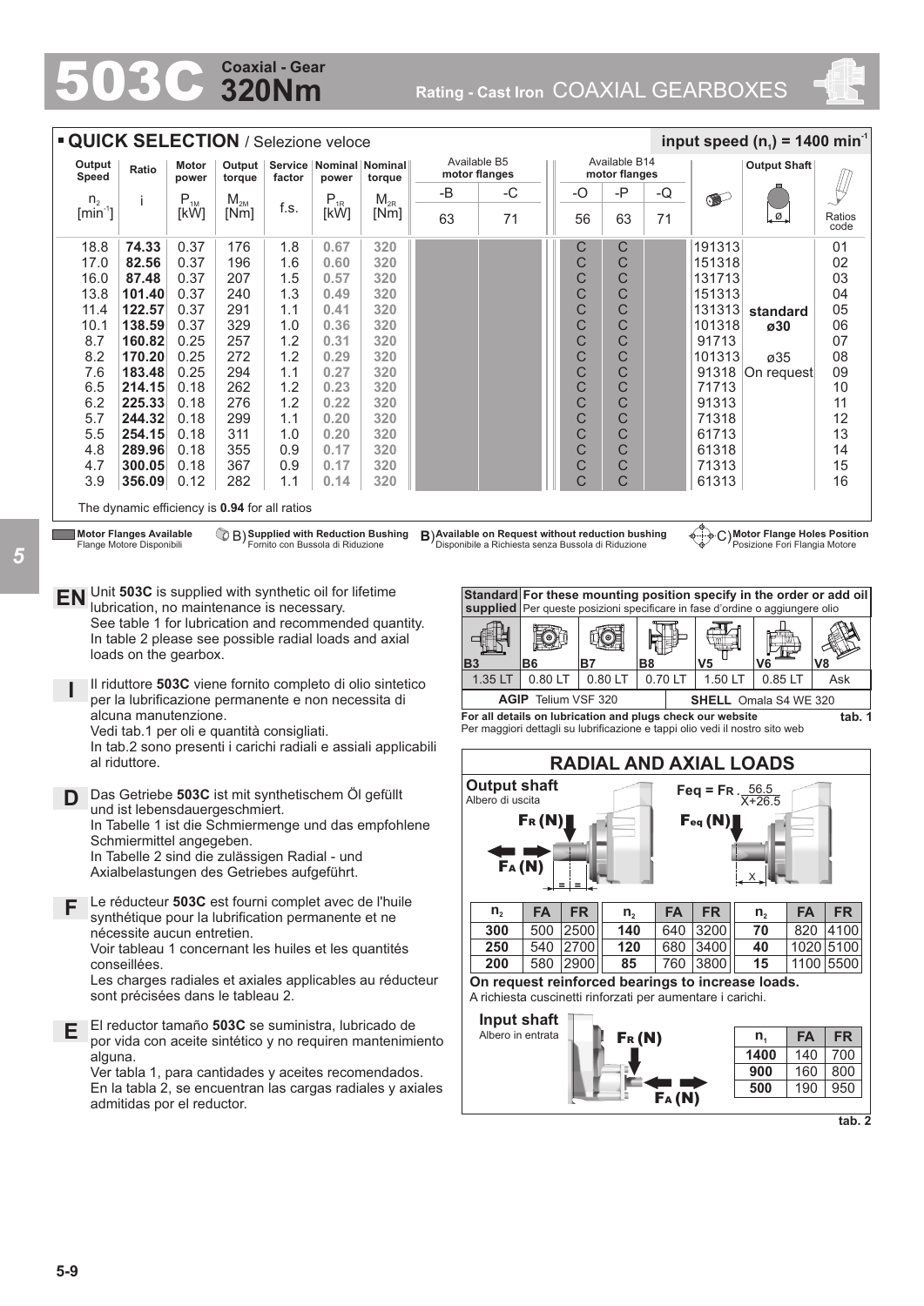# 503C Coaxial - Gear 320Nm

Rating - Cast Iron COAXIAL GEARBOXES

## QUICK SELECTION / Selezione veloce

**input speed ($n_1$) = 1400 min$^{-1}$**

| Output Speed $n_2$ [min$^{-1}$] | Ratio i | Motor power $P_{1M}$ [kW] | Output torque $M_{2M}$ [Nm] | Service factor f.s. | Nominal power $P_{1R}$ [kW] | Nominal torque $M_{2R}$ [Nm] | Available B5 motor flanges -B 63 | Available B5 motor flanges -C 71 | Available B14 motor flanges -O 56 | Available B14 motor flanges -P 63 | Available B14 motor flanges -Q 71 | | Output Shaft ø | Ratios code |
|---|---|---|---|---|---|---|---|---|---|---|---|---|---|---|
| 18.8 | **74.33** | 0.37 | 176 | 1.8 | 0.67 | 320 | | | C | C | | 191313 | | 01 |
| 17.0 | **82.56** | 0.37 | 196 | 1.6 | 0.60 | 320 | | | C | C | | 151318 | | 02 |
| 16.0 | **87.48** | 0.37 | 207 | 1.5 | 0.57 | 320 | | | C | C | | 131713 | | 03 |
| 13.8 | **101.40** | 0.37 | 240 | 1.3 | 0.49 | 320 | | | C | C | | 151313 | | 04 |
| 11.4 | **122.57** | 0.37 | 291 | 1.1 | 0.41 | 320 | | | C | C | | 131313 | **standard** | 05 |
| 10.1 | **138.59** | 0.37 | 329 | 1.0 | 0.36 | 320 | | | C | C | | 101318 | **ø30** | 06 |
| 8.7 | **160.82** | 0.25 | 257 | 1.2 | 0.31 | 320 | | | C | C | | 91713 | | 07 |
| 8.2 | **170.20** | 0.25 | 272 | 1.2 | 0.29 | 320 | | | C | C | | 101313 | ø35 | 08 |
| 7.6 | **183.48** | 0.25 | 294 | 1.1 | 0.27 | 320 | | | C | C | | 91318 | On request | 09 |
| 6.5 | **214.15** | 0.18 | 262 | 1.2 | 0.23 | 320 | | | C | C | | 71713 | | 10 |
| 6.2 | **225.33** | 0.18 | 276 | 1.2 | 0.22 | 320 | | | C | C | | 91313 | | 11 |
| 5.7 | **244.32** | 0.18 | 299 | 1.1 | 0.20 | 320 | | | C | C | | 71318 | | 12 |
| 5.5 | **254.15** | 0.18 | 311 | 1.0 | 0.20 | 320 | | | C | C | | 61713 | | 13 |
| 4.8 | **289.96** | 0.18 | 355 | 0.9 | 0.17 | 320 | | | C | C | | 61318 | | 14 |
| 4.7 | **300.05** | 0.18 | 367 | 0.9 | 0.17 | 320 | | | C | C | | 71313 | | 15 |
| 3.9 | **356.09** | 0.12 | 282 | 1.1 | 0.14 | 320 | | | C | C | | 61313 | | 16 |

The dynamic efficiency is **0.94** for all ratios

**Motor Flanges Available** Flange Motore Disponibili — B) **Supplied with Reduction Bushing** Fornito con Bussola di Riduzione — B) **Available on Request without reduction bushing** Disponibile a Richiesta senza Bussola di Riduzione — C) **Motor Flange Holes Position** Posizione Fori Flangia Motore

**EN** Unit **503C** is supplied with synthetic oil for lifetime lubrication, no maintenance is necessary.
See table 1 for lubrication and recommended quantity.
In table 2 please see possible radial loads and axial loads on the gearbox.

**I** Il riduttore **503C** viene fornito completo di olio sintetico per la lubrificazione permanente e non necessita di alcuna manutenzione.
Vedi tab.1 per oli e quantità consigliati.
In tab.2 sono presenti i carichi radiali e assiali applicabili al riduttore.

**D** Das Getriebe **503C** ist mit synthetischem Öl gefüllt und ist lebensdauergeschmiert.
In Tabelle 1 ist die Schmiermenge und das empfohlene Schmiermittel angegeben.
In Tabelle 2 sind die zulässigen Radial - und Axialbelastungen des Getriebes aufgeführt.

**F** Le réducteur **503C** est fourni complet avec de l'huile synthétique pour la lubrification permanente et ne nécessite aucun entretien.
Voir tableau 1 concernant les huiles et les quantités conseillées.
Les charges radiales et axiales applicables au réducteur sont précisées dans le tableau 2.

**E** El reductor tamaño **503C** se suministra, lubricado de por vida con aceite sintético y no requiren mantenimiento alguna.
Ver tabla 1, para cantidades y aceites recomendados.
En la tabla 2, se encuentran las cargas radiales y axiales admitidas por el reductor.

| **Standard supplied** | **For these mounting position specify in the order or add oil** Per queste posizioni specificare in fase d'ordine o aggiungere olio | | | | | |
|---|---|---|---|---|---|---|
| B3 | B6 | B7 | B8 | V5 | V6 | V8 |
| 1.35 LT | 0.80 LT | 0.80 LT | 0.70 LT | 1.50 LT | 0.85 LT | Ask |
| **AGIP** Telium VSF 320 | | | | **SHELL** Omala S4 WE 320 | | |

**For all details on lubrication and plugs check our website**
Per maggiori dettagli su lubrificazione e tappi olio vedi il nostro sito web

**tab. 1**

## RADIAL AND AXIAL LOADS

**Output shaft**
Albero di uscita

$F_R$ (N), $F_A$ (N), $F_{eq}$ (N)

$$F_{eq} = F_R \cdot \frac{56.5}{X+26.5}$$

| $n_2$ | FA | FR | $n_2$ | FA | FR | $n_2$ | FA | FR |
|---|---|---|---|---|---|---|---|---|
| **300** | 500 | 2500 | **140** | 640 | 3200 | **70** | 820 | 4100 |
| **250** | 540 | 2700 | **120** | 680 | 3400 | **40** | 1020 | 5100 |
| **200** | 580 | 2900 | **85** | 760 | 3800 | **15** | 1100 | 5500 |

**On request reinforced bearings to increase loads.**
A richiesta cuscinetti rinforzati per aumentare i carichi.

**Input shaft**
Albero in entrata

$F_R$ (N), $F_A$ (N)

| $n_1$ | FA | FR |
|---|---|---|
| **1400** | 140 | 700 |
| **900** | 160 | 800 |
| **500** | 190 | 950 |

**tab. 2**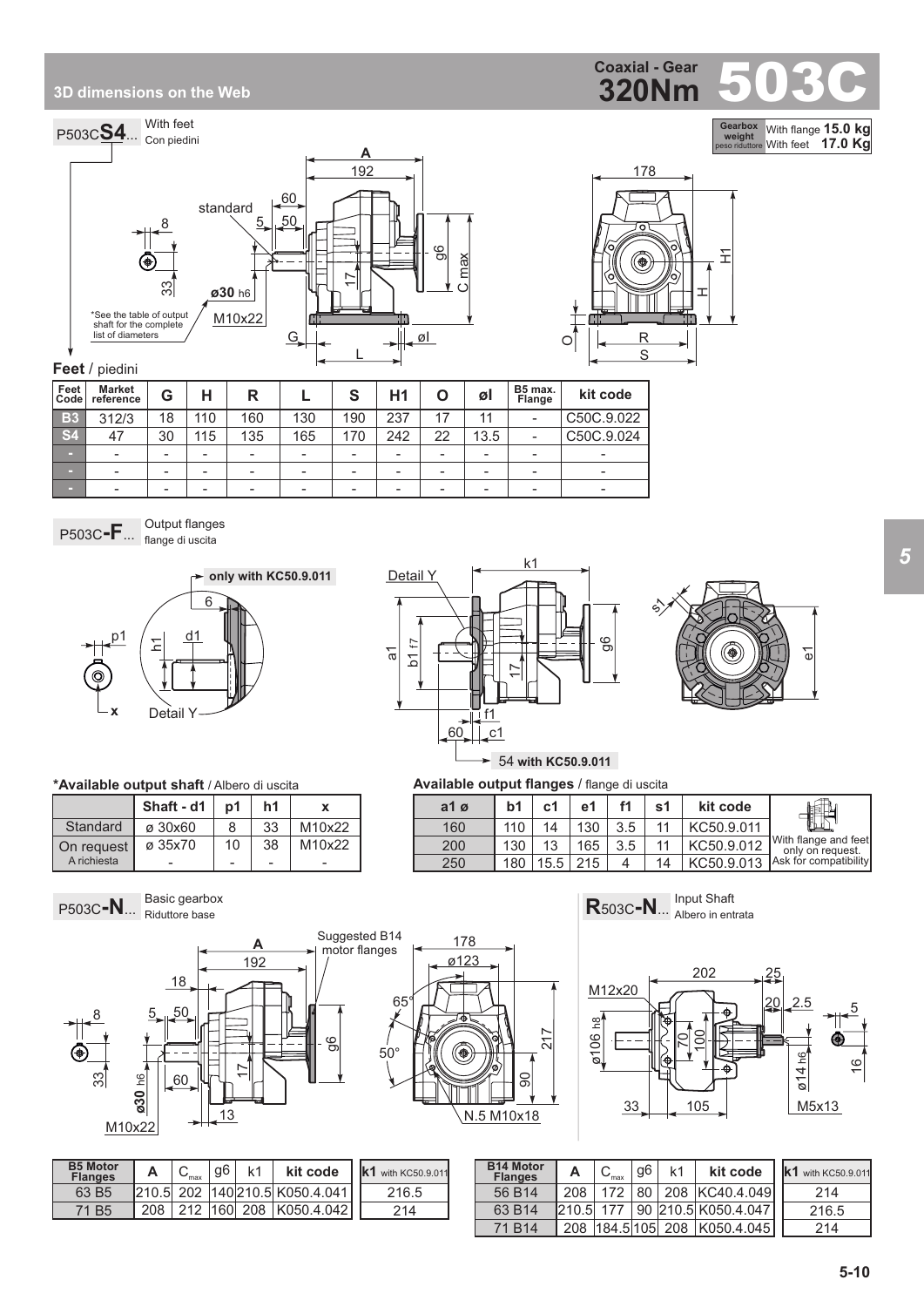3D dimensions on the Web

# Coaxial - Gear 320Nm 503C

| Gearbox weight / peso riduttore | |
|---|---|
| With flange | 15.0 kg |
| With feet | 17.0 Kg |

## P503C**S4**... With feet / Con piedini

*See the table of output shaft for the complete list of diameters

### Feet / piedini

| Feet Code | Market reference | G | H | R | L | S | H1 | O | øI | B5 max. Flange | kit code |
|---|---|---|---|---|---|---|---|---|---|---|---|
| B3 | 312/3 | 18 | 110 | 160 | 130 | 190 | 237 | 17 | 11 | - | C50C.9.022 |
| S4 | 47 | 30 | 115 | 135 | 165 | 170 | 242 | 22 | 13.5 | - | C50C.9.024 |
| - | - | - | - | - | - | - | - | - | - | - | - |
| - | - | - | - | - | - | - | - | - | - | - | - |
| - | - | - | - | - | - | - | - | - | - | - | - |

## P503C**-F**... Output flanges / flange di uscita

only with KC50.9.011

54 with KC50.9.011

**\*Available output shaft** / Albero di uscita

| | Shaft - d1 | p1 | h1 | x |
|---|---|---|---|---|
| Standard | ø 30x60 | 8 | 33 | M10x22 |
| On request / A richiesta | ø 35x70 | 10 | 38 | M10x22 |
| | - | - | - | - |

**Available output flanges** / flange di uscita

| a1 ø | b1 | c1 | e1 | f1 | s1 | kit code |
|---|---|---|---|---|---|---|
| 160 | 110 | 14 | 130 | 3.5 | 11 | KC50.9.011 |
| 200 | 130 | 13 | 165 | 3.5 | 11 | KC50.9.012 |
| 250 | 180 | 15.5 | 215 | 4 | 14 | KC50.9.013 |

With flange and feet only on request. Ask for compatibility

## P503C**-N**... Basic gearbox / Riduttore base

Suggested B14 motor flanges

## **R**503C**-N**... Input Shaft / Albero in entrata

| B5 Motor Flanges | A | $C_{max}$ | g6 | k1 | kit code | k1 with KC50.9.011 |
|---|---|---|---|---|---|---|
| 63 B5 | 210.5 | 202 | 140 | 210.5 | K050.4.041 | 216.5 |
| 71 B5 | 208 | 212 | 160 | 208 | K050.4.042 | 214 |

| B14 Motor Flanges | A | $C_{max}$ | g6 | k1 | kit code | k1 with KC50.9.011 |
|---|---|---|---|---|---|---|
| 56 B14 | 208 | 172 | 80 | 208 | KC40.4.049 | 214 |
| 63 B14 | 210.5 | 177 | 90 | 210.5 | K050.4.047 | 216.5 |
| 71 B14 | 208 | 184.5 | 105 | 208 | K050.4.045 | 214 |